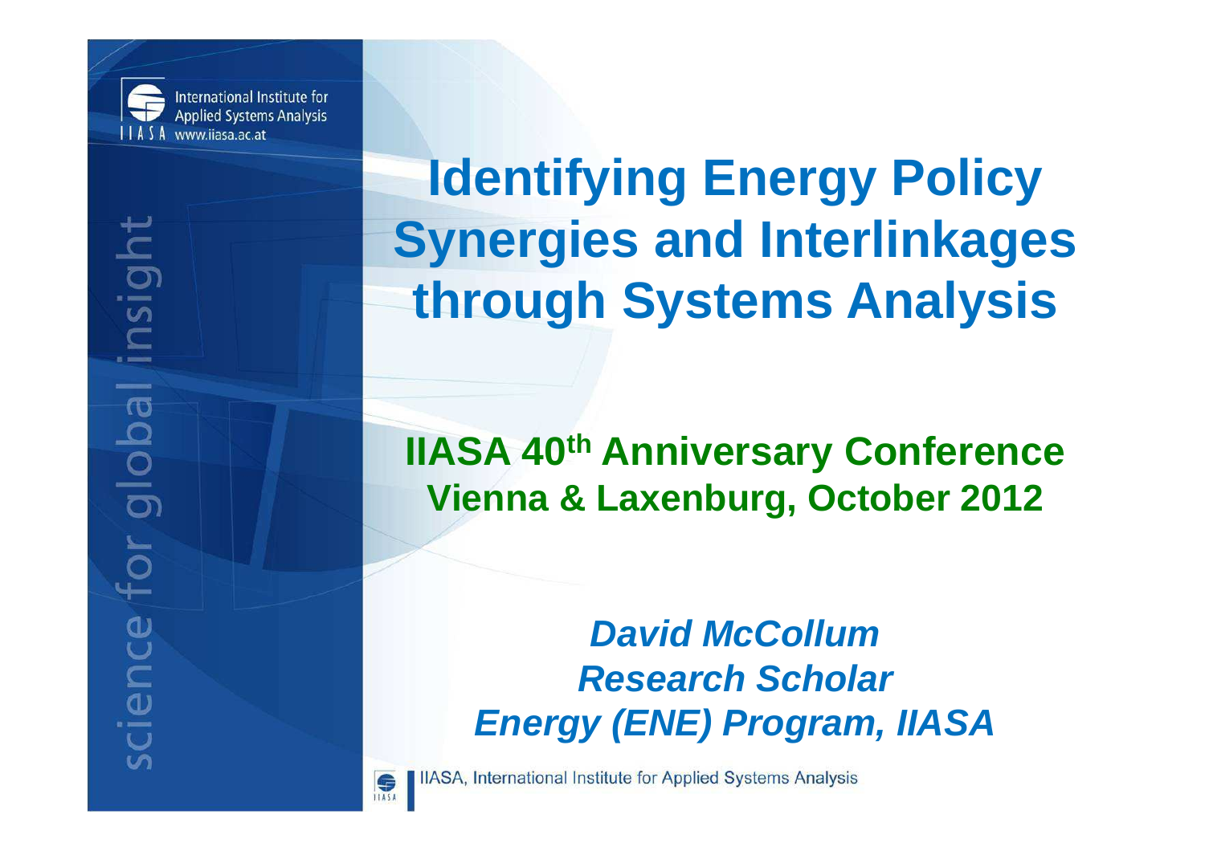# Identifying Energy Policy Synergies and Interlinkages through Systems Analysis

**IIASA 40th Anniversary Conference**
**Vienna & Laxenburg, October 2012**

***David McCollum***
***Research Scholar***
***Energy (ENE) Program, IIASA***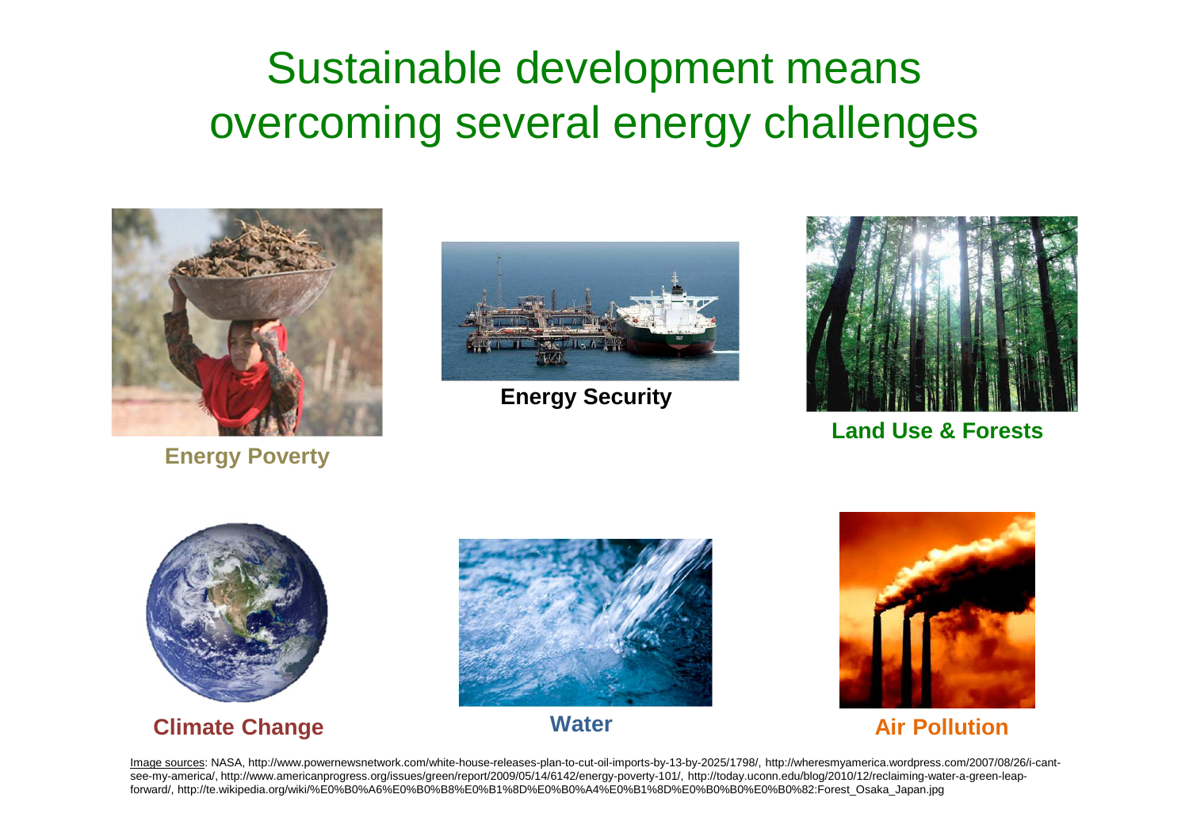# Sustainable development means overcoming several energy challenges

**Energy Poverty**

**Energy Security**

**Land Use & Forests**

**Climate Change**

**Water**

**Air Pollution**

Image sources: NASA, http://www.powernewsnetwork.com/white-house-releases-plan-to-cut-oil-imports-by-13-by-2025/1798/, http://wheresmyamerica.wordpress.com/2007/08/26/i-cant-see-my-america/, http://www.americanprogress.org/issues/green/report/2009/05/14/6142/energy-poverty-101/, http://today.uconn.edu/blog/2010/12/reclaiming-water-a-green-leap-forward/, http://te.wikipedia.org/wiki/%E0%B0%A6%E0%B0%B8%E0%B1%8D%E0%B0%A4%E0%B1%8D%E0%B0%B0%E0%B0%82:Forest_Osaka_Japan.jpg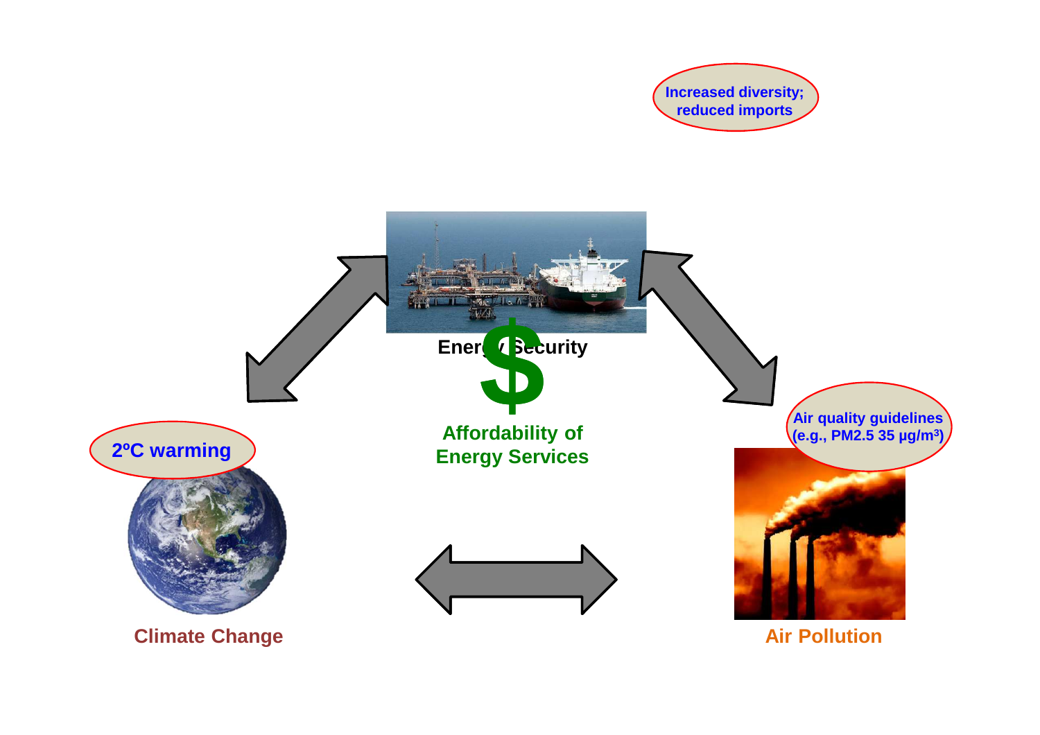Increased diversity; reduced imports

Energy Security

$

Affordability of Energy Services

2ºC warming

Air quality guidelines (e.g., PM2.5 35 μg/m³)

Climate Change

Air Pollution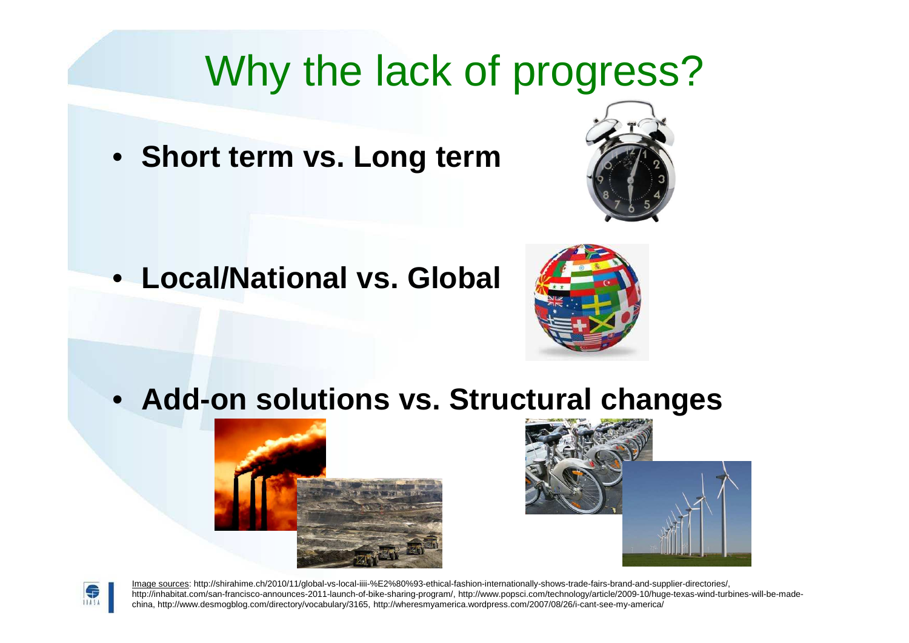# Why the lack of progress?

- **Short term vs. Long term**
- **Local/National vs. Global**
- **Add-on solutions vs. Structural changes**

Image sources: http://shirahime.ch/2010/11/global-vs-local-iiii-%E2%80%93-ethical-fashion-internationally-shows-trade-fairs-brand-and-supplier-directories/, http://inhabitat.com/san-francisco-announces-2011-launch-of-bike-sharing-program/, http://www.popsci.com/technology/article/2009-10/huge-texas-wind-turbines-will-be-made-china, http://www.desmogblog.com/directory/vocabulary/3165, http://wheresmyamerica.wordpress.com/2007/08/26/i-cant-see-my-america/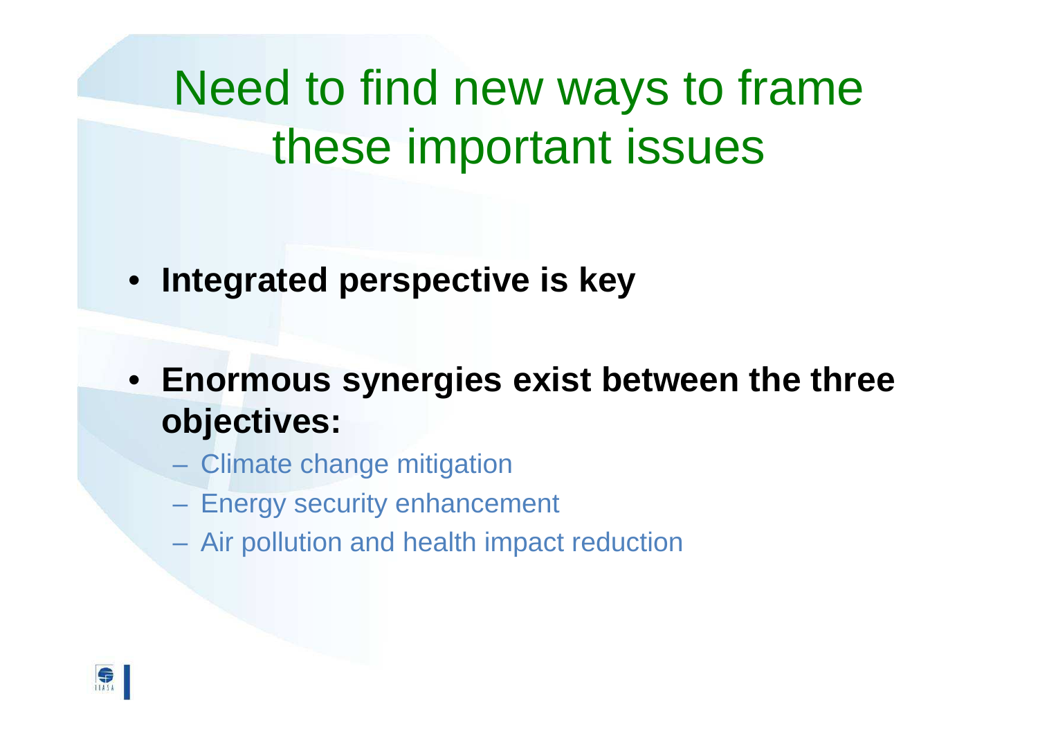# Need to find new ways to frame these important issues

- **Integrated perspective is key**
- **Enormous synergies exist between the three objectives:**
  - Climate change mitigation
  - Energy security enhancement
  - Air pollution and health impact reduction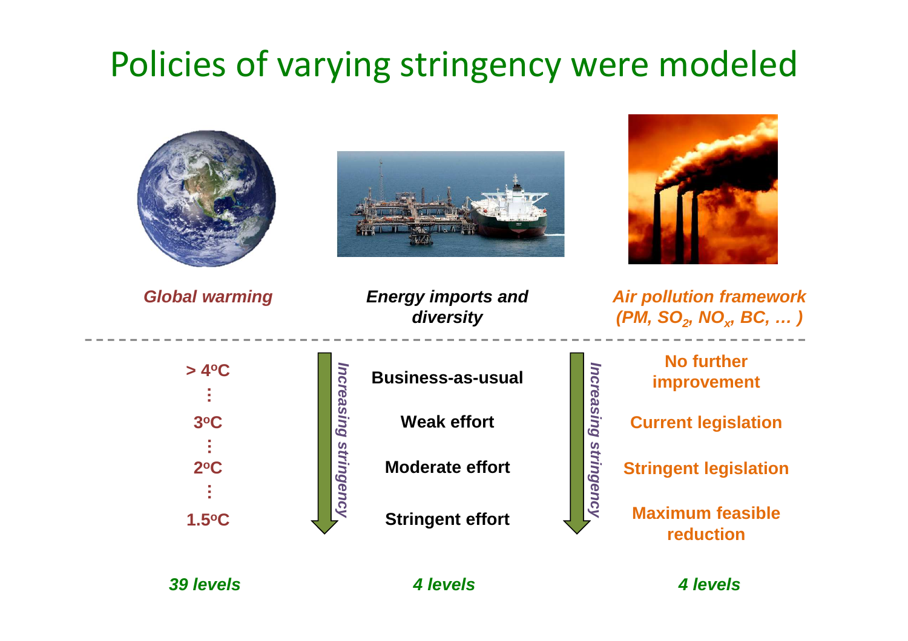# Policies of varying stringency were modeled

| *Global warming* | *Energy imports and diversity* | *Air pollution framework ($PM$, $SO_2$, $NO_x$, $BC$, … )* |
|---|---|---|
| **> 4°C** | **Business-as-usual** | **No further improvement** |
| ⋮ | | |
| **3°C** | **Weak effort** | **Current legislation** |
| ⋮ | | |
| **2°C** | **Moderate effort** | **Stringent legislation** |
| ⋮ | | |
| **1.5°C** | **Stringent effort** | **Maximum feasible reduction** |
| ***39 levels*** | ***4 levels*** | ***4 levels*** |

*Increasing stringency* ↓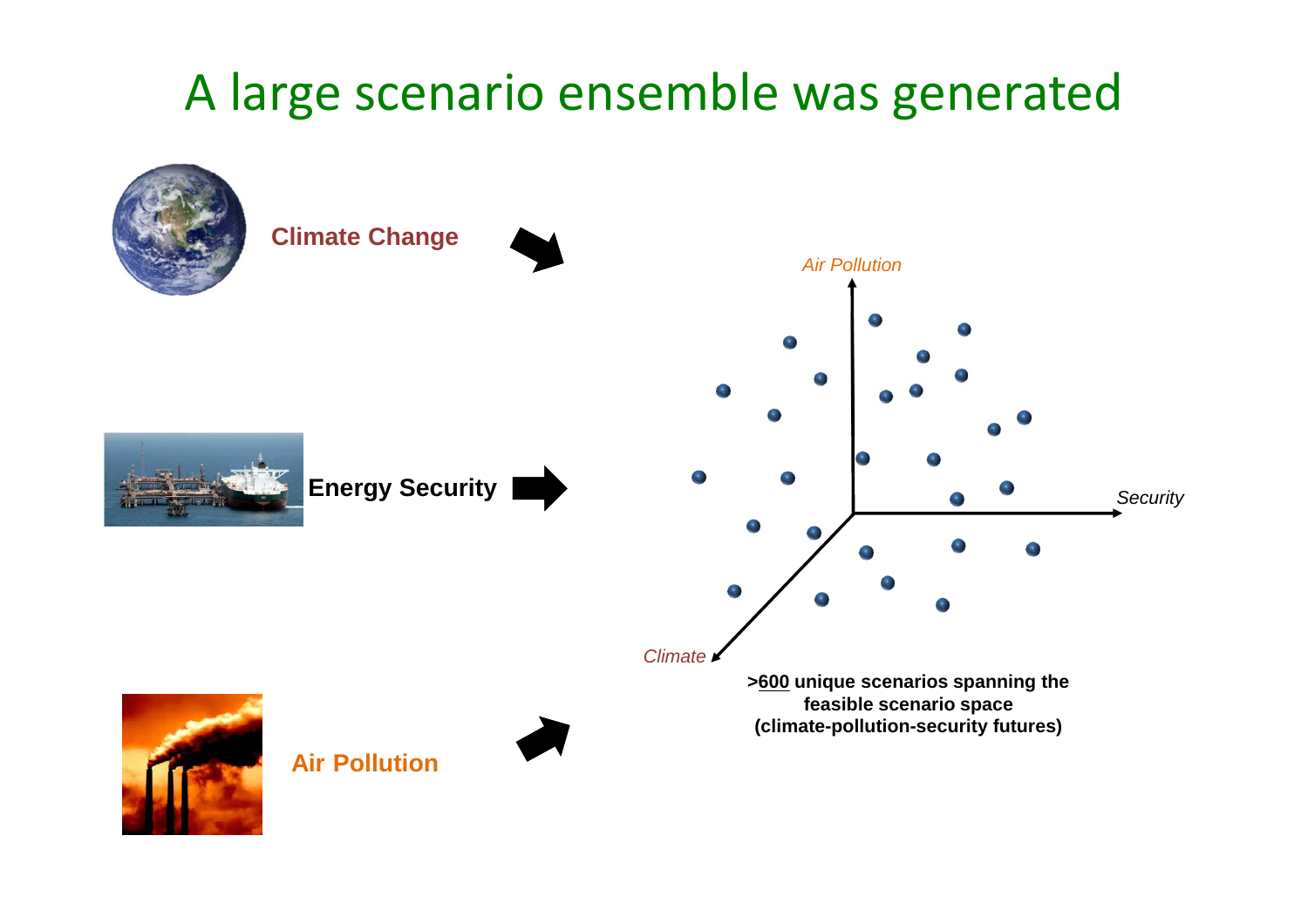# A large scenario ensemble was generated

**Climate Change**

**Energy Security**

**Air Pollution**

*Air Pollution*

*Security*

*Climate*

**>600 unique scenarios spanning the feasible scenario space (climate-pollution-security futures)**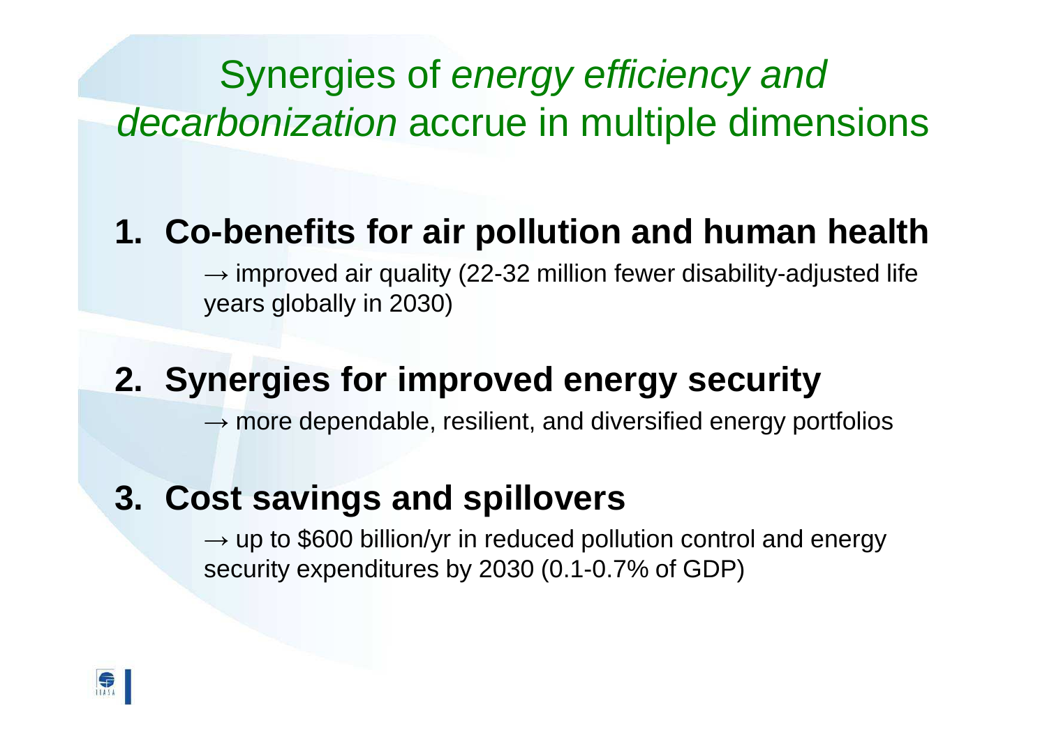# Synergies of *energy efficiency and decarbonization* accrue in multiple dimensions

1. **Co-benefits for air pollution and human health**

   → improved air quality (22-32 million fewer disability-adjusted life years globally in 2030)

2. **Synergies for improved energy security**

   → more dependable, resilient, and diversified energy portfolios

3. **Cost savings and spillovers**

   → up to $600 billion/yr in reduced pollution control and energy security expenditures by 2030 (0.1-0.7% of GDP)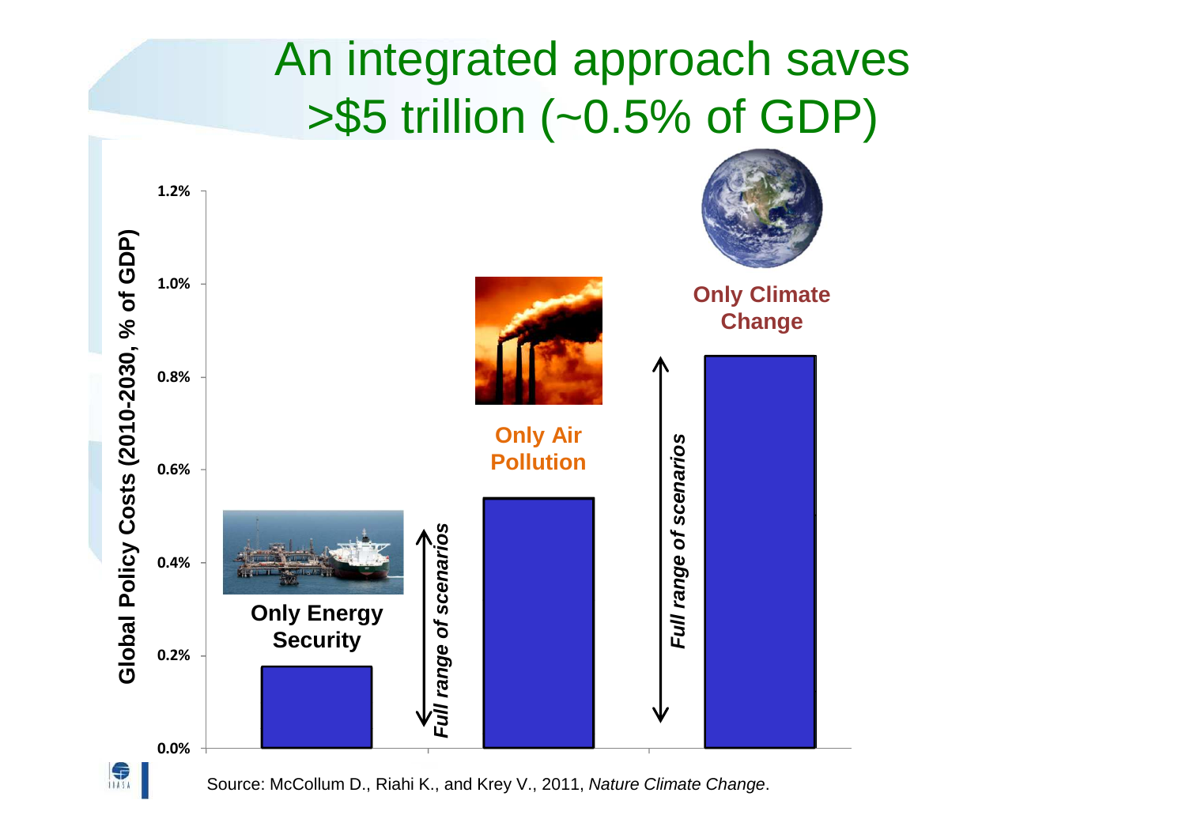# An integrated approach saves >$5 trillion (~0.5% of GDP)

Global Policy Costs (2010-2030, % of GDP)

- **Only Energy Security**
- **Only Air Pollution**
- **Only Climate Change**

*Full range of scenarios*

Source: McCollum D., Riahi K., and Krey V., 2011, *Nature Climate Change*.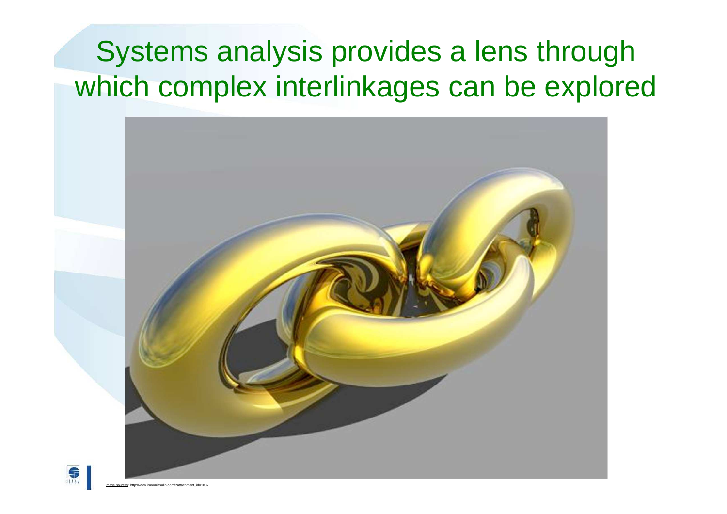# Systems analysis provides a lens through which complex interlinkages can be explored

Image sources: http://www.irunoninsulin.com/?attachment_id=1887